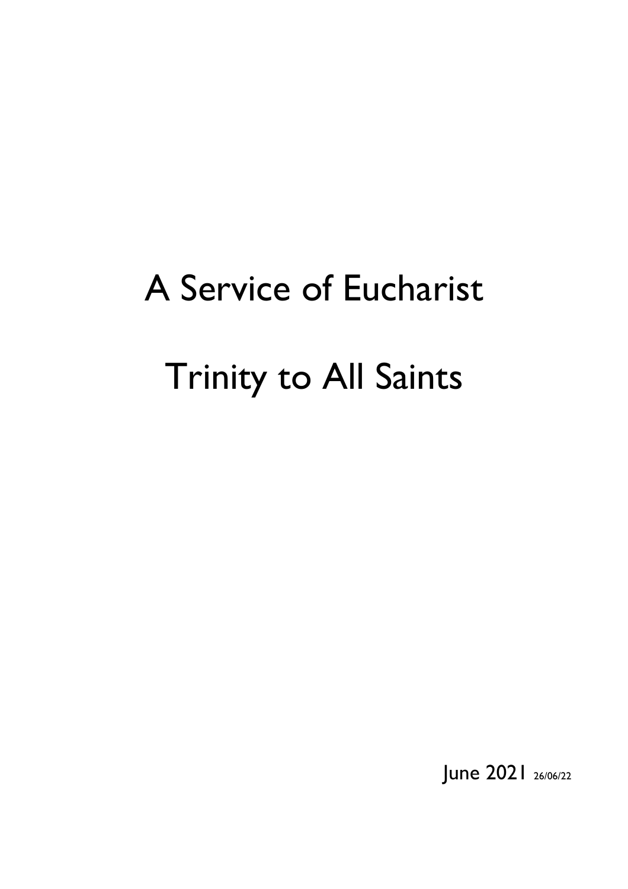# A Service of Eucharist

# Trinity to All Saints

June 2021 26/06/22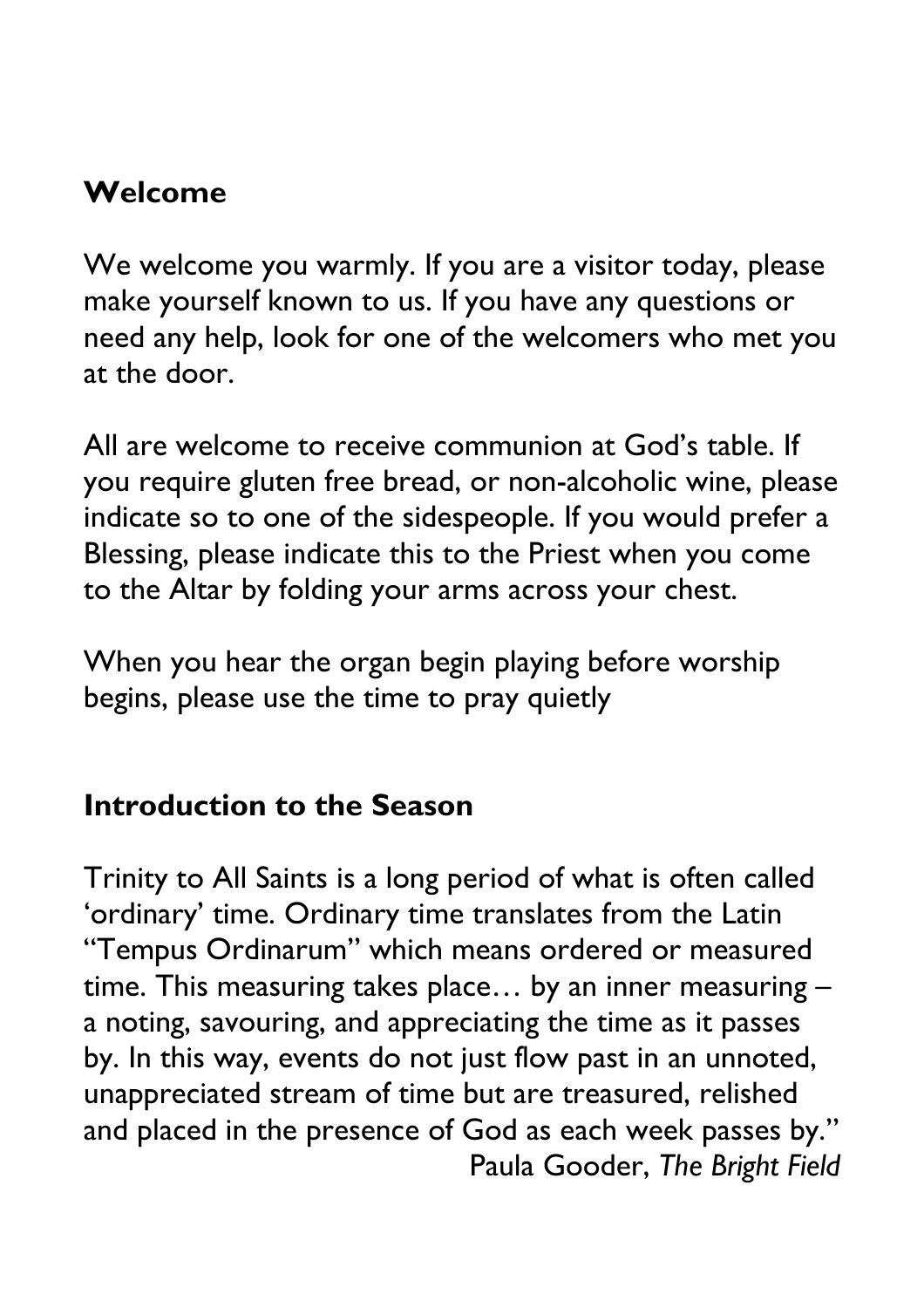## Welcome

We welcome you warmly. If you are a visitor today, please make yourself known to us. If you have any questions or need any help, look for one of the welcomers who met you at the door.

All are welcome to receive communion at God's table. If you require gluten free bread, or non-alcoholic wine, please indicate so to one of the sidespeople. If you would prefer a Blessing, please indicate this to the Priest when you come to the Altar by folding your arms across your chest.

When you hear the organ begin playing before worship begins, please use the time to pray quietly

## Introduction to the Season

Trinity to All Saints is a long period of what is often called 'ordinary' time. Ordinary time translates from the Latin "Tempus Ordinarum" which means ordered or measured time. This measuring takes place… by an inner measuring – a noting, savouring, and appreciating the time as it passes by. In this way, events do not just flow past in an unnoted, unappreciated stream of time but are treasured, relished and placed in the presence of God as each week passes by."

Paula Gooder, *The Bright Field*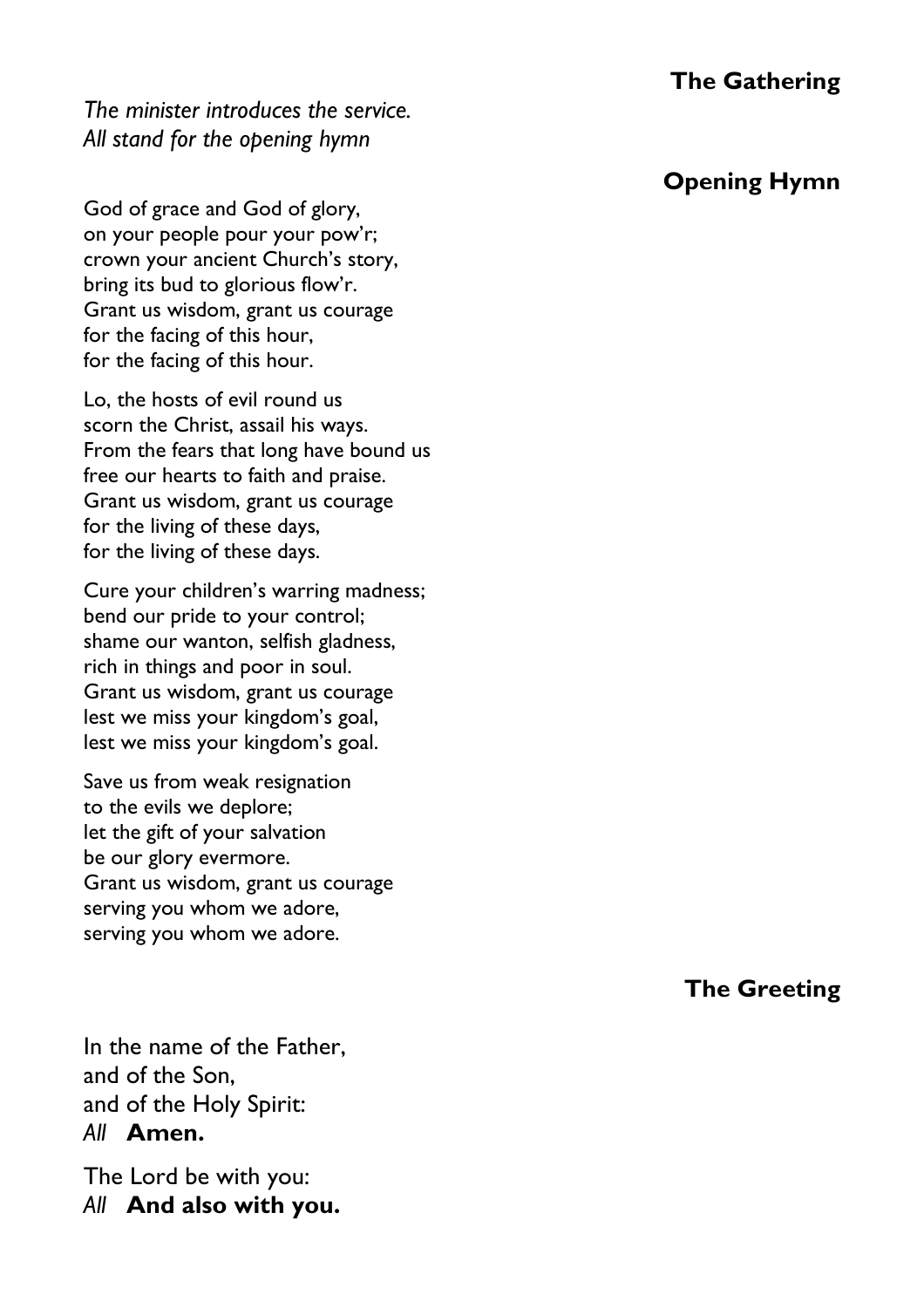## The Gathering

*The minister introduces the service.*
*All stand for the opening hymn*

### Opening Hymn

God of grace and God of glory,
on your people pour your pow'r;
crown your ancient Church's story,
bring its bud to glorious flow'r.
Grant us wisdom, grant us courage
for the facing of this hour,
for the facing of this hour.

Lo, the hosts of evil round us
scorn the Christ, assail his ways.
From the fears that long have bound us
free our hearts to faith and praise.
Grant us wisdom, grant us courage
for the living of these days,
for the living of these days.

Cure your children's warring madness;
bend our pride to your control;
shame our wanton, selfish gladness,
rich in things and poor in soul.
Grant us wisdom, grant us courage
lest we miss your kingdom's goal,
lest we miss your kingdom's goal.

Save us from weak resignation
to the evils we deplore;
let the gift of your salvation
be our glory evermore.
Grant us wisdom, grant us courage
serving you whom we adore,
serving you whom we adore.

### The Greeting

In the name of the Father,
and of the Son,
and of the Holy Spirit:
*All* **Amen.**

The Lord be with you:
*All* **And also with you.**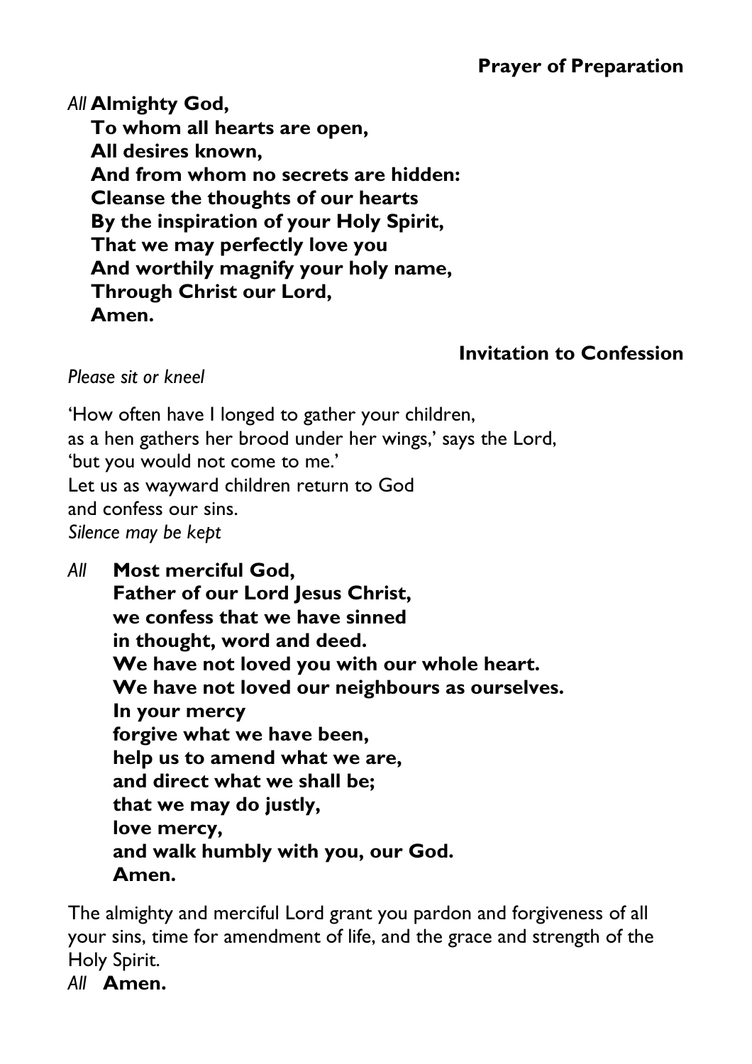## Prayer of Preparation

*All* **Almighty God,**
**To whom all hearts are open,**
**All desires known,**
**And from whom no secrets are hidden:**
**Cleanse the thoughts of our hearts**
**By the inspiration of your Holy Spirit,**
**That we may perfectly love you**
**And worthily magnify your holy name,**
**Through Christ our Lord,**
**Amen.**

## Invitation to Confession

*Please sit or kneel*

'How often have I longed to gather your children,
as a hen gathers her brood under her wings,' says the Lord,
'but you would not come to me.'
Let us as wayward children return to God
and confess our sins.
*Silence may be kept*

*All* **Most merciful God,**
**Father of our Lord Jesus Christ,**
**we confess that we have sinned**
**in thought, word and deed.**
**We have not loved you with our whole heart.**
**We have not loved our neighbours as ourselves.**
**In your mercy**
**forgive what we have been,**
**help us to amend what we are,**
**and direct what we shall be;**
**that we may do justly,**
**love mercy,**
**and walk humbly with you, our God.**
**Amen.**

The almighty and merciful Lord grant you pardon and forgiveness of all your sins, time for amendment of life, and the grace and strength of the Holy Spirit.
*All* **Amen.**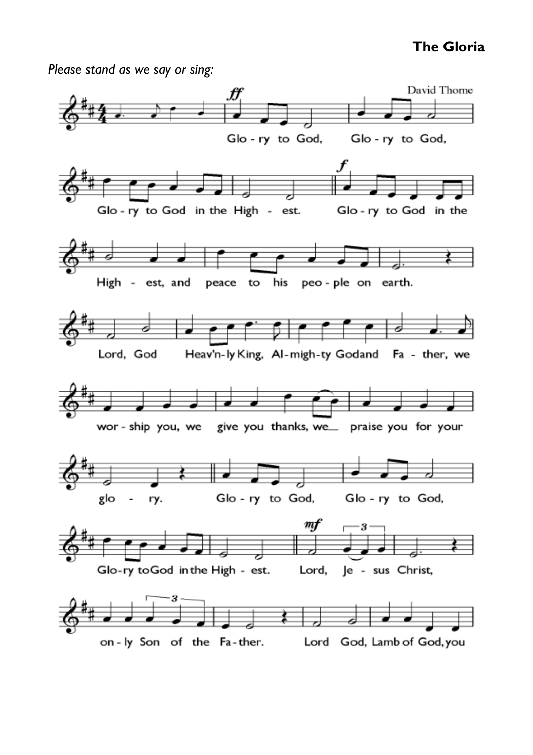## The Gloria

*Please stand as we say or sing:*

David Thorne

Glo - ry to God, Glo - ry to God,

Glo - ry to God in the High - est. Glo - ry to God in the

High - est, and peace to his peo - ple on earth.

Lord, God Heav'n - ly King, Al - migh - ty God and Fa - ther, we

wor - ship you, we give you thanks, we praise you for your

glo - ry. Glo - ry to God, Glo - ry to God,

Glo - ry to God in the High - est. Lord, Je - sus Christ,

on - ly Son of the Fa - ther. Lord God, Lamb of God, you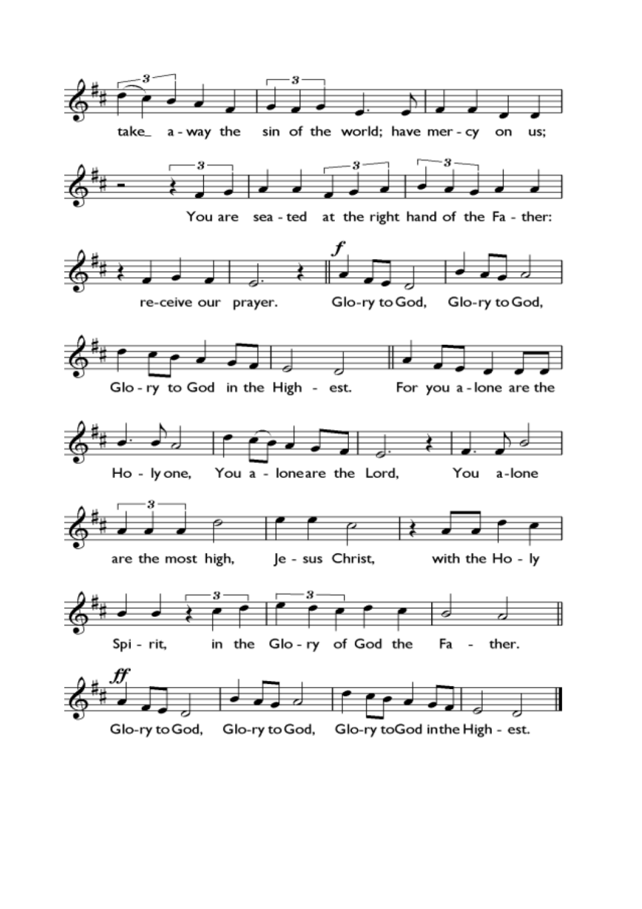take_ a - way the sin of the world; have mer - cy on us;

You are sea - ted at the right hand of the Fa - ther:

re-ceive our prayer. **f** Glo-ry to God, Glo-ry to God,

Glo - ry to God in the High - est. For you a - lone are the

Ho - ly one, You a - lone are the Lord, You a-lone

are the most high, Je - sus Christ, with the Ho - ly

Spi - rit, in the Glo - ry of God the Fa - ther.

**ff** Glo-ry to God, Glo-ry to God, Glo-ry to God in the High - est.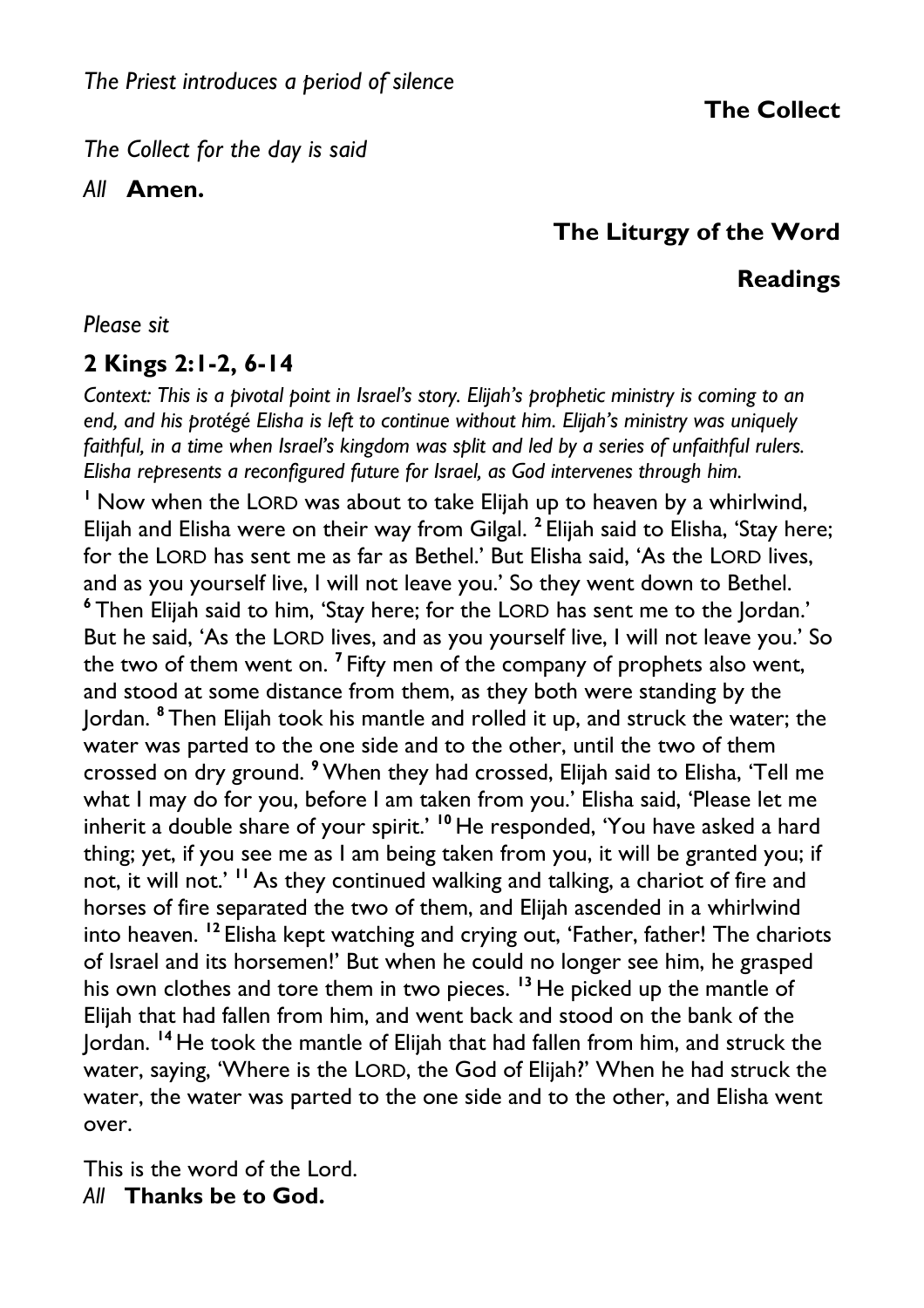*The Priest introduces a period of silence*

## The Collect

*The Collect for the day is said*

*All* **Amen.**

## The Liturgy of the Word

### Readings

*Please sit*

### 2 Kings 2:1-2, 6-14

*Context: This is a pivotal point in Israel's story. Elijah's prophetic ministry is coming to an end, and his protégé Elisha is left to continue without him. Elijah's ministry was uniquely faithful, in a time when Israel's kingdom was split and led by a series of unfaithful rulers. Elisha represents a reconfigured future for Israel, as God intervenes through him.*

[1] Now when the LORD was about to take Elijah up to heaven by a whirlwind, Elijah and Elisha were on their way from Gilgal. [2] Elijah said to Elisha, 'Stay here; for the LORD has sent me as far as Bethel.' But Elisha said, 'As the LORD lives, and as you yourself live, I will not leave you.' So they went down to Bethel. [6] Then Elijah said to him, 'Stay here; for the LORD has sent me to the Jordan.' But he said, 'As the LORD lives, and as you yourself live, I will not leave you.' So the two of them went on. [7] Fifty men of the company of prophets also went, and stood at some distance from them, as they both were standing by the Jordan. [8] Then Elijah took his mantle and rolled it up, and struck the water; the water was parted to the one side and to the other, until the two of them crossed on dry ground. [9] When they had crossed, Elijah said to Elisha, 'Tell me what I may do for you, before I am taken from you.' Elisha said, 'Please let me inherit a double share of your spirit.' [10] He responded, 'You have asked a hard thing; yet, if you see me as I am being taken from you, it will be granted you; if not, it will not.' [11] As they continued walking and talking, a chariot of fire and horses of fire separated the two of them, and Elijah ascended in a whirlwind into heaven. [12] Elisha kept watching and crying out, 'Father, father! The chariots of Israel and its horsemen!' But when he could no longer see him, he grasped his own clothes and tore them in two pieces. [13] He picked up the mantle of Elijah that had fallen from him, and went back and stood on the bank of the Jordan. [14] He took the mantle of Elijah that had fallen from him, and struck the water, saying, 'Where is the LORD, the God of Elijah?' When he had struck the water, the water was parted to the one side and to the other, and Elisha went over.

This is the word of the Lord.
*All* **Thanks be to God.**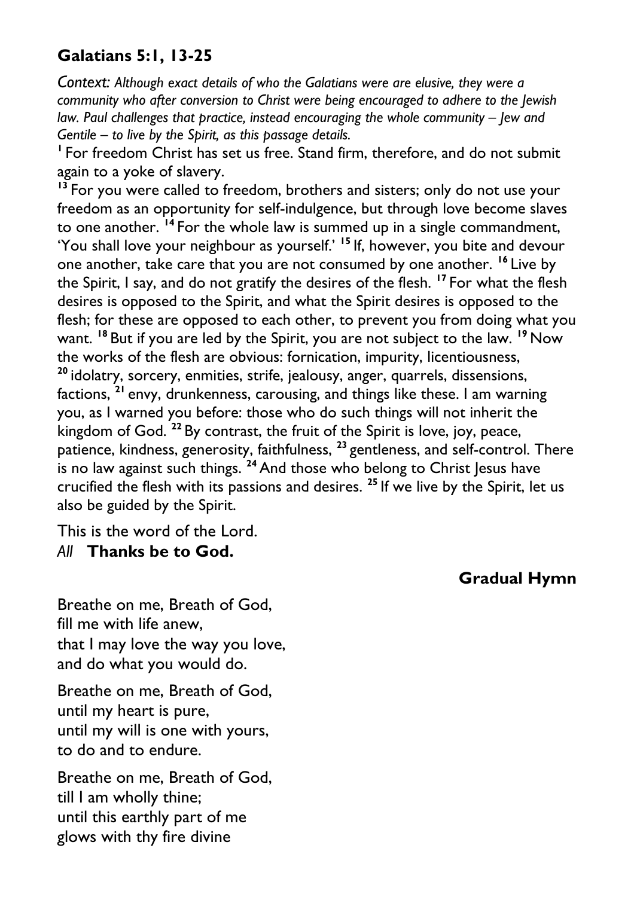## Galatians 5:1, 13-25

*Context: Although exact details of who the Galatians were are elusive, they were a community who after conversion to Christ were being encouraged to adhere to the Jewish law. Paul challenges that practice, instead encouraging the whole community – Jew and Gentile – to live by the Spirit, as this passage details.*

[1] For freedom Christ has set us free. Stand firm, therefore, and do not submit again to a yoke of slavery.

[13] For you were called to freedom, brothers and sisters; only do not use your freedom as an opportunity for self-indulgence, but through love become slaves to one another. [14] For the whole law is summed up in a single commandment, 'You shall love your neighbour as yourself.' [15] If, however, you bite and devour one another, take care that you are not consumed by one another. [16] Live by the Spirit, I say, and do not gratify the desires of the flesh. [17] For what the flesh desires is opposed to the Spirit, and what the Spirit desires is opposed to the flesh; for these are opposed to each other, to prevent you from doing what you want. [18] But if you are led by the Spirit, you are not subject to the law. [19] Now the works of the flesh are obvious: fornication, impurity, licentiousness, [20] idolatry, sorcery, enmities, strife, jealousy, anger, quarrels, dissensions, factions, [21] envy, drunkenness, carousing, and things like these. I am warning you, as I warned you before: those who do such things will not inherit the kingdom of God. [22] By contrast, the fruit of the Spirit is love, joy, peace, patience, kindness, generosity, faithfulness, [23] gentleness, and self-control. There is no law against such things. [24] And those who belong to Christ Jesus have crucified the flesh with its passions and desires. [25] If we live by the Spirit, let us also be guided by the Spirit.

This is the word of the Lord.
*All* **Thanks be to God.**

**Gradual Hymn**

Breathe on me, Breath of God,
fill me with life anew,
that I may love the way you love,
and do what you would do.

Breathe on me, Breath of God,
until my heart is pure,
until my will is one with yours,
to do and to endure.

Breathe on me, Breath of God,
till I am wholly thine;
until this earthly part of me
glows with thy fire divine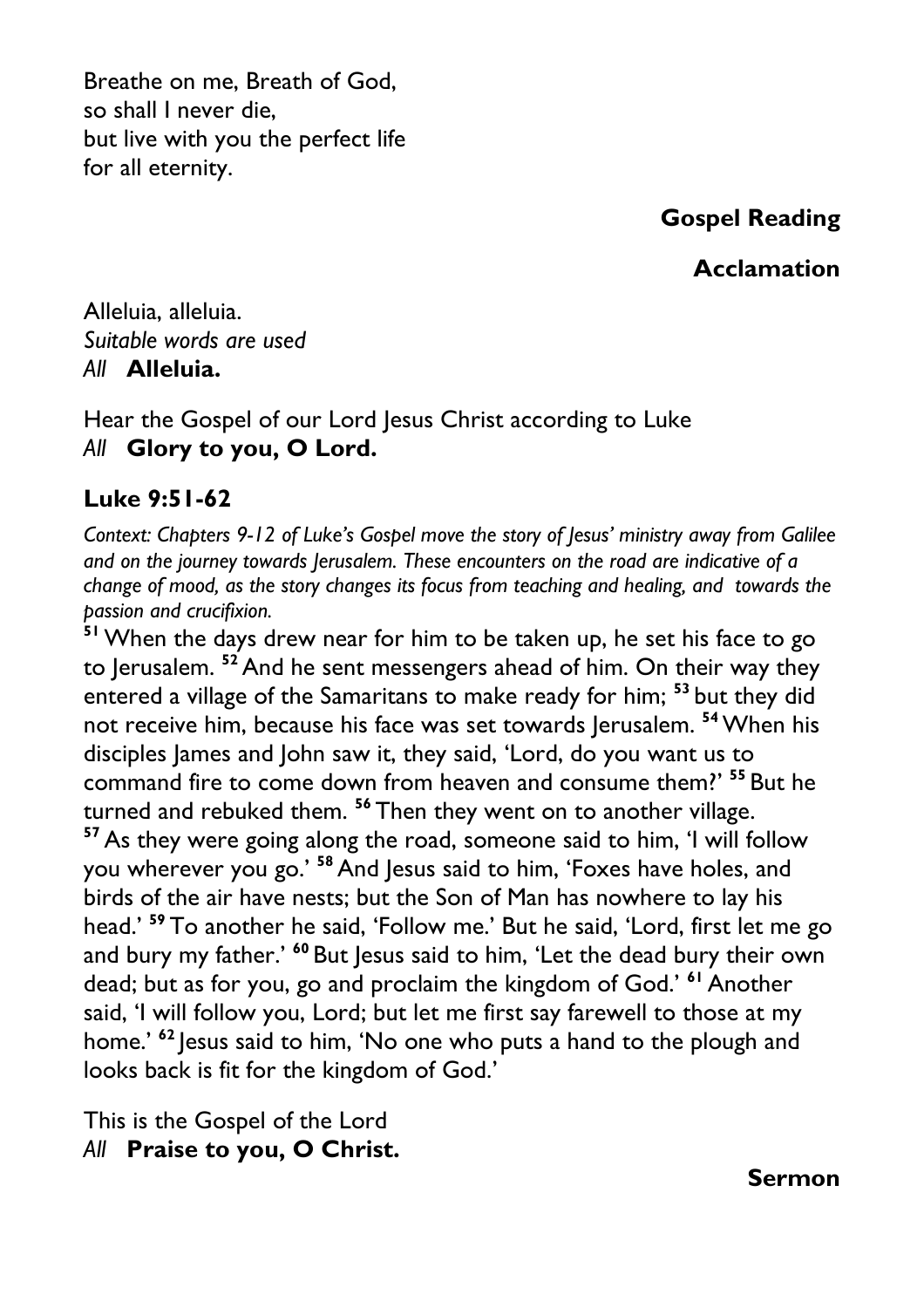Breathe on me, Breath of God,
so shall I never die,
but live with you the perfect life
for all eternity.

## Gospel Reading

### Acclamation

Alleluia, alleluia.
*Suitable words are used*
*All* **Alleluia.**

Hear the Gospel of our Lord Jesus Christ according to Luke
*All* **Glory to you, O Lord.**

### Luke 9:51-62

*Context: Chapters 9-12 of Luke's Gospel move the story of Jesus' ministry away from Galilee and on the journey towards Jerusalem. These encounters on the road are indicative of a change of mood, as the story changes its focus from teaching and healing, and towards the passion and crucifixion.*

**51** When the days drew near for him to be taken up, he set his face to go to Jerusalem. **52** And he sent messengers ahead of him. On their way they entered a village of the Samaritans to make ready for him; **53** but they did not receive him, because his face was set towards Jerusalem. **54** When his disciples James and John saw it, they said, 'Lord, do you want us to command fire to come down from heaven and consume them?' **55** But he turned and rebuked them. **56** Then they went on to another village.
**57** As they were going along the road, someone said to him, 'I will follow you wherever you go.' **58** And Jesus said to him, 'Foxes have holes, and birds of the air have nests; but the Son of Man has nowhere to lay his head.' **59** To another he said, 'Follow me.' But he said, 'Lord, first let me go and bury my father.' **60** But Jesus said to him, 'Let the dead bury their own dead; but as for you, go and proclaim the kingdom of God.' **61** Another said, 'I will follow you, Lord; but let me first say farewell to those at my home.' **62** Jesus said to him, 'No one who puts a hand to the plough and looks back is fit for the kingdom of God.'

This is the Gospel of the Lord
*All* **Praise to you, O Christ.**

## Sermon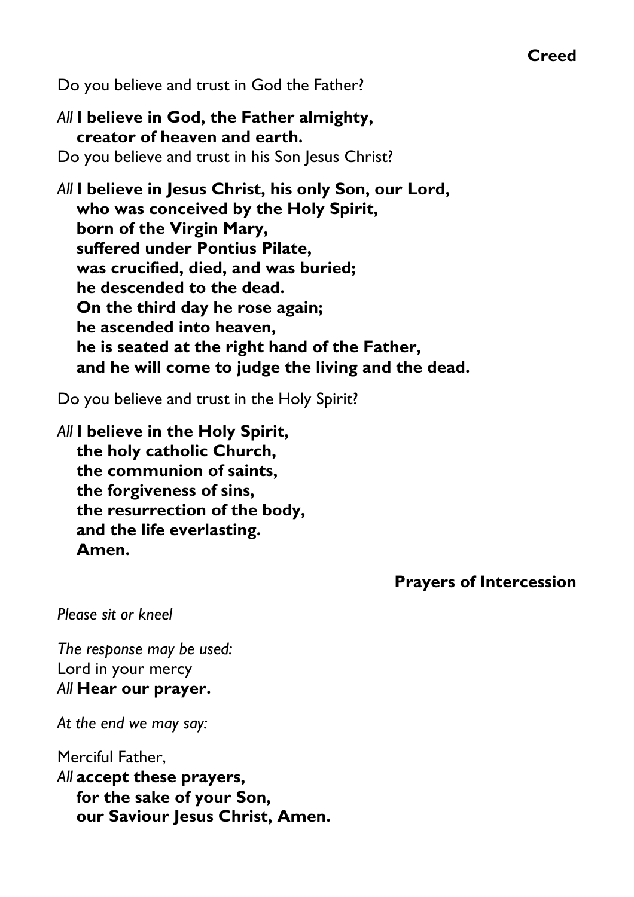## Creed

Do you believe and trust in God the Father?

*All* **I believe in God, the Father almighty,**
**creator of heaven and earth.**

Do you believe and trust in his Son Jesus Christ?

*All* **I believe in Jesus Christ, his only Son, our Lord,**
**who was conceived by the Holy Spirit,**
**born of the Virgin Mary,**
**suffered under Pontius Pilate,**
**was crucified, died, and was buried;**
**he descended to the dead.**
**On the third day he rose again;**
**he ascended into heaven,**
**he is seated at the right hand of the Father,**
**and he will come to judge the living and the dead.**

Do you believe and trust in the Holy Spirit?

*All* **I believe in the Holy Spirit,**
**the holy catholic Church,**
**the communion of saints,**
**the forgiveness of sins,**
**the resurrection of the body,**
**and the life everlasting.**
**Amen.**

## Prayers of Intercession

*Please sit or kneel*

*The response may be used:*
Lord in your mercy
*All* **Hear our prayer.**

*At the end we may say:*

Merciful Father,
*All* **accept these prayers,**
**for the sake of your Son,**
**our Saviour Jesus Christ, Amen.**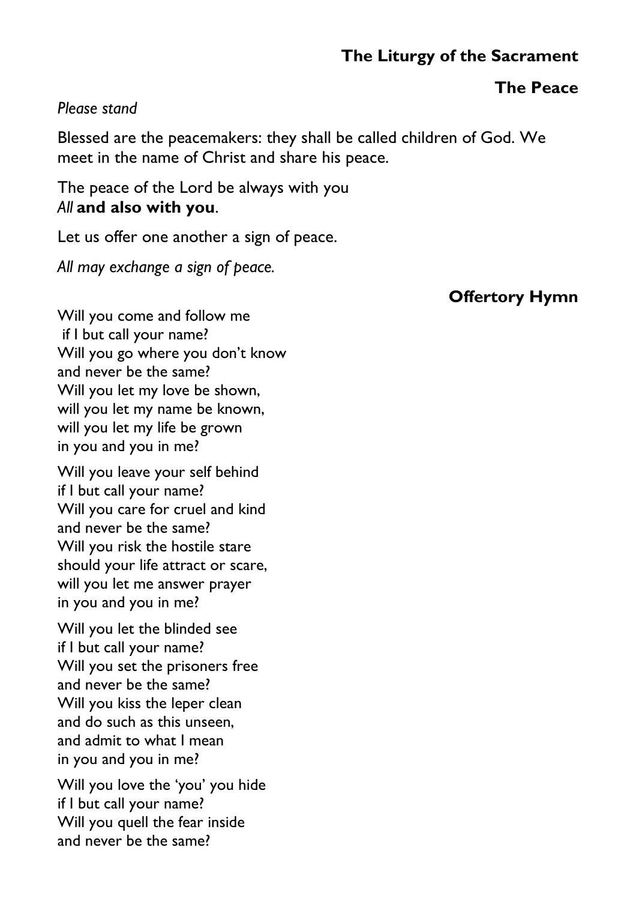## The Liturgy of the Sacrament

### The Peace

*Please stand*

Blessed are the peacemakers: they shall be called children of God. We meet in the name of Christ and share his peace.

The peace of the Lord be always with you  
*All* **and also with you**.

Let us offer one another a sign of peace.

*All may exchange a sign of peace.*

### Offertory Hymn

Will you come and follow me  
if I but call your name?  
Will you go where you don't know  
and never be the same?  
Will you let my love be shown,  
will you let my name be known,  
will you let my life be grown  
in you and you in me?

Will you leave your self behind  
if I but call your name?  
Will you care for cruel and kind  
and never be the same?  
Will you risk the hostile stare  
should your life attract or scare,  
will you let me answer prayer  
in you and you in me?

Will you let the blinded see  
if I but call your name?  
Will you set the prisoners free  
and never be the same?  
Will you kiss the leper clean  
and do such as this unseen,  
and admit to what I mean  
in you and you in me?

Will you love the 'you' you hide  
if I but call your name?  
Will you quell the fear inside  
and never be the same?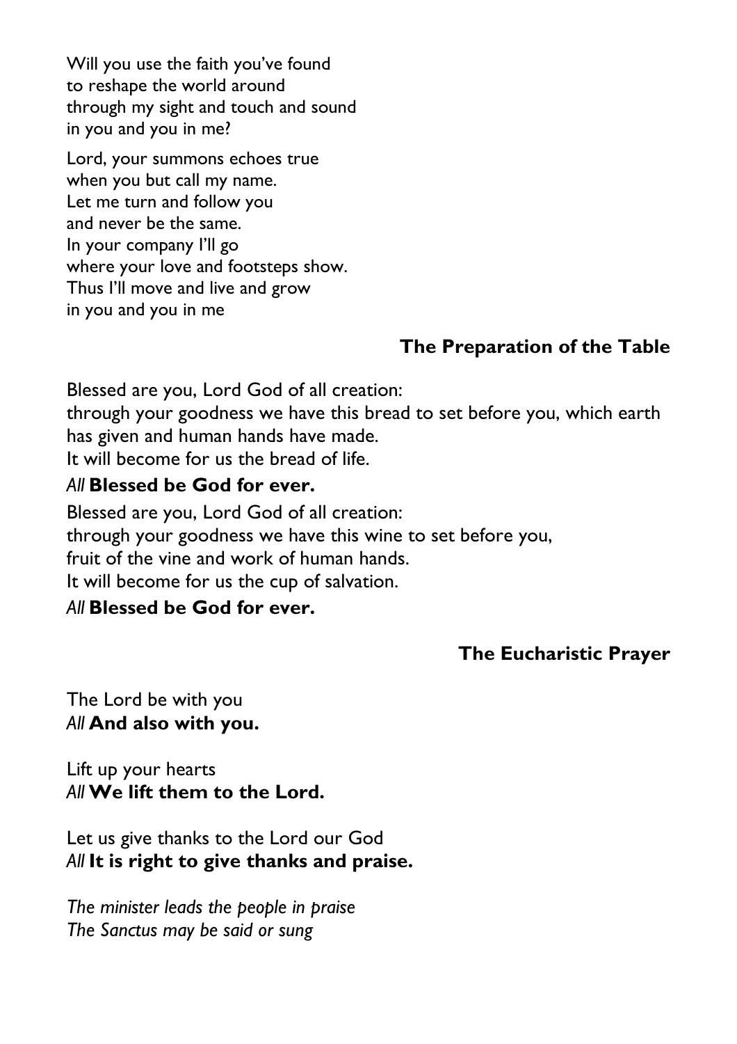Will you use the faith you've found
to reshape the world around
through my sight and touch and sound
in you and you in me?

Lord, your summons echoes true
when you but call my name.
Let me turn and follow you
and never be the same.
In your company I'll go
where your love and footsteps show.
Thus I'll move and live and grow
in you and you in me

## The Preparation of the Table

Blessed are you, Lord God of all creation:
through your goodness we have this bread to set before you, which earth has given and human hands have made.
It will become for us the bread of life.

*All* **Blessed be God for ever.**

Blessed are you, Lord God of all creation:
through your goodness we have this wine to set before you,
fruit of the vine and work of human hands.
It will become for us the cup of salvation.

*All* **Blessed be God for ever.**

## The Eucharistic Prayer

The Lord be with you
*All* **And also with you.**

Lift up your hearts
*All* **We lift them to the Lord.**

Let us give thanks to the Lord our God
*All* **It is right to give thanks and praise.**

*The minister leads the people in praise*
*The Sanctus may be said or sung*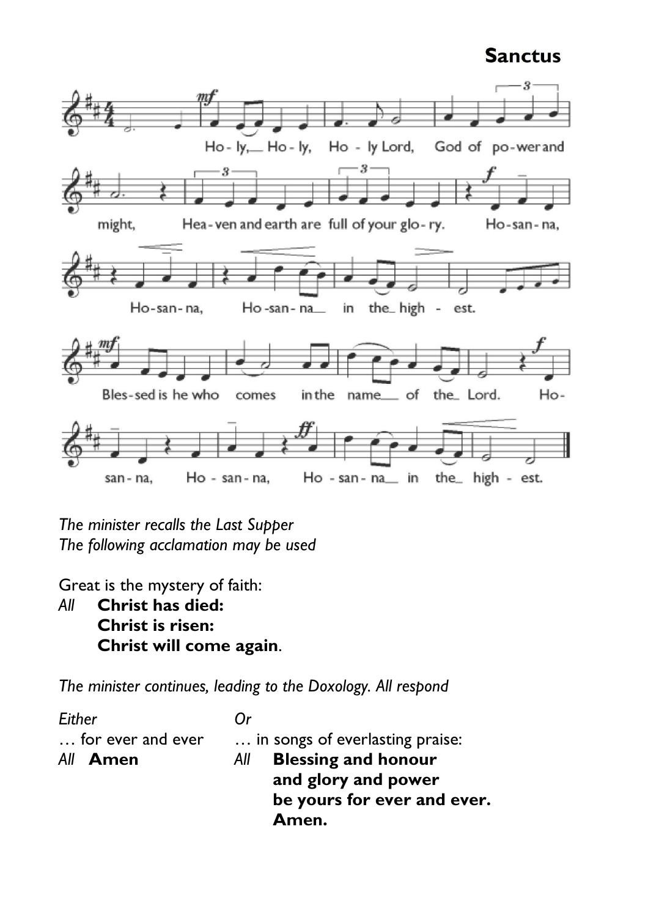## Sanctus

*The minister recalls the Last Supper*
*The following acclamation may be used*

Great is the mystery of faith:

*All* **Christ has died:**
**Christ is risen:**
**Christ will come again**.

*The minister continues, leading to the Doxology. All respond*

*Either*

… for ever and ever

*All* **Amen**

*Or*

… in songs of everlasting praise:

*All* **Blessing and honour**
**and glory and power**
**be yours for ever and ever.**
**Amen.**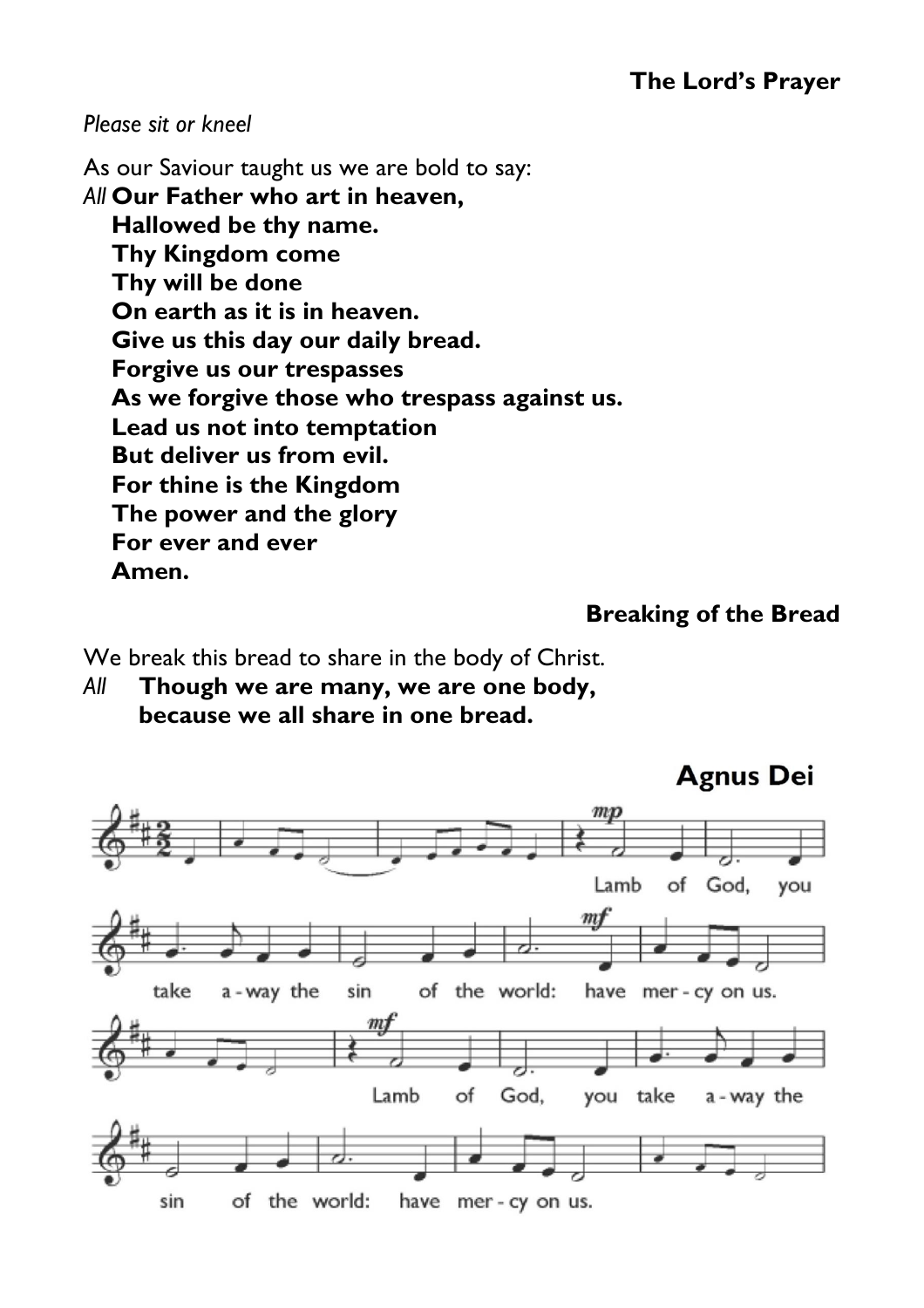## The Lord's Prayer

*Please sit or kneel*

As our Saviour taught us we are bold to say:

*All* **Our Father who art in heaven,**
**Hallowed be thy name.**
**Thy Kingdom come**
**Thy will be done**
**On earth as it is in heaven.**
**Give us this day our daily bread.**
**Forgive us our trespasses**
**As we forgive those who trespass against us.**
**Lead us not into temptation**
**But deliver us from evil.**
**For thine is the Kingdom**
**The power and the glory**
**For ever and ever**
**Amen.**

## Breaking of the Bread

We break this bread to share in the body of Christ.

*All* **Though we are many, we are one body,**
**because we all share in one bread.**

## Agnus Dei

Lamb of God, you take a-way the sin of the world: have mer-cy on us.
Lamb of God, you take a-way the sin of the world: have mer-cy on us.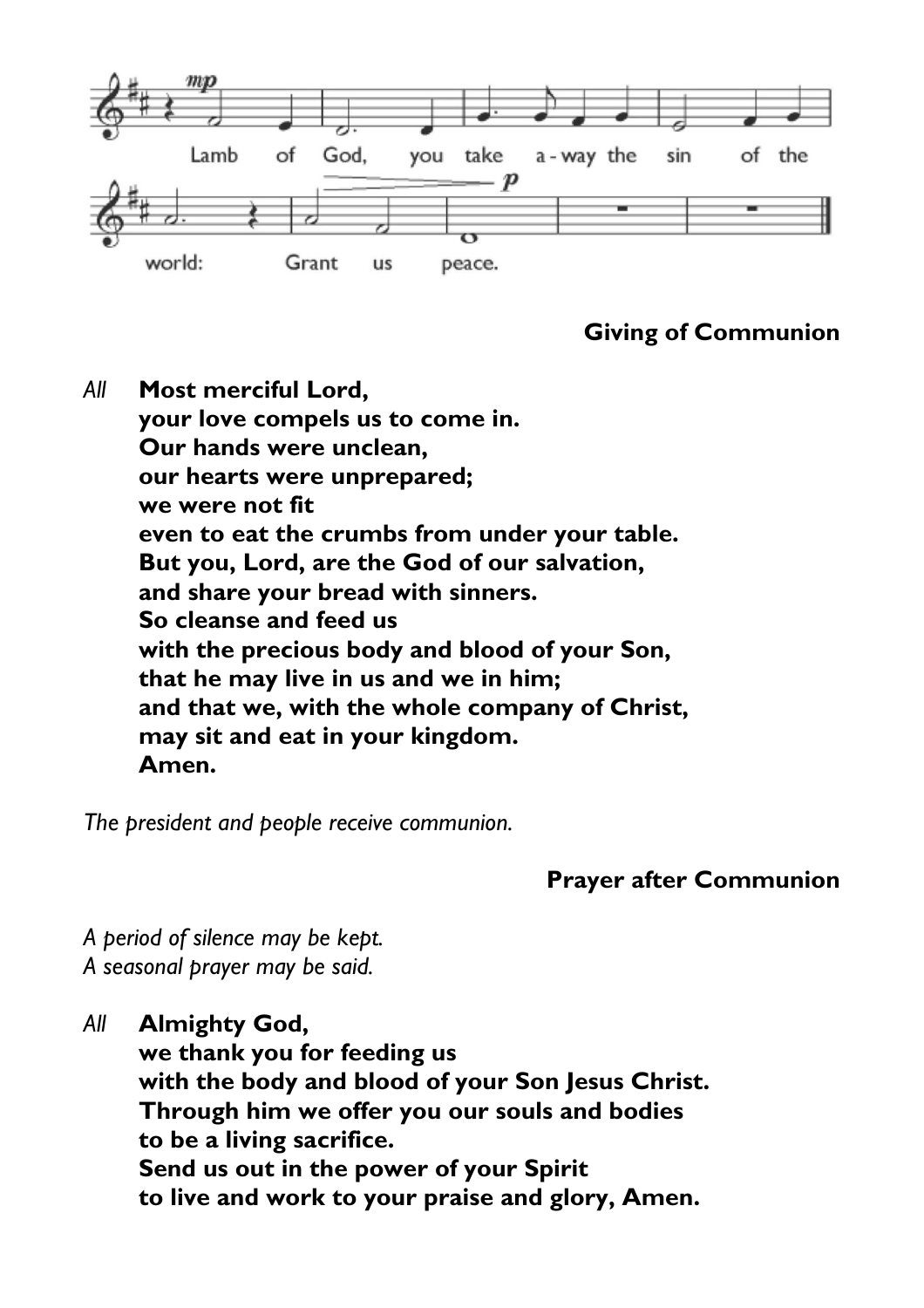Lamb of God, you take away the sin of the world: Grant us peace.

## Giving of Communion

*All* **Most merciful Lord,**
**your love compels us to come in.**
**Our hands were unclean,**
**our hearts were unprepared;**
**we were not fit**
**even to eat the crumbs from under your table.**
**But you, Lord, are the God of our salvation,**
**and share your bread with sinners.**
**So cleanse and feed us**
**with the precious body and blood of your Son,**
**that he may live in us and we in him;**
**and that we, with the whole company of Christ,**
**may sit and eat in your kingdom.**
**Amen.**

*The president and people receive communion.*

## Prayer after Communion

*A period of silence may be kept.*
*A seasonal prayer may be said.*

*All* **Almighty God,**
**we thank you for feeding us**
**with the body and blood of your Son Jesus Christ.**
**Through him we offer you our souls and bodies**
**to be a living sacrifice.**
**Send us out in the power of your Spirit**
**to live and work to your praise and glory, Amen.**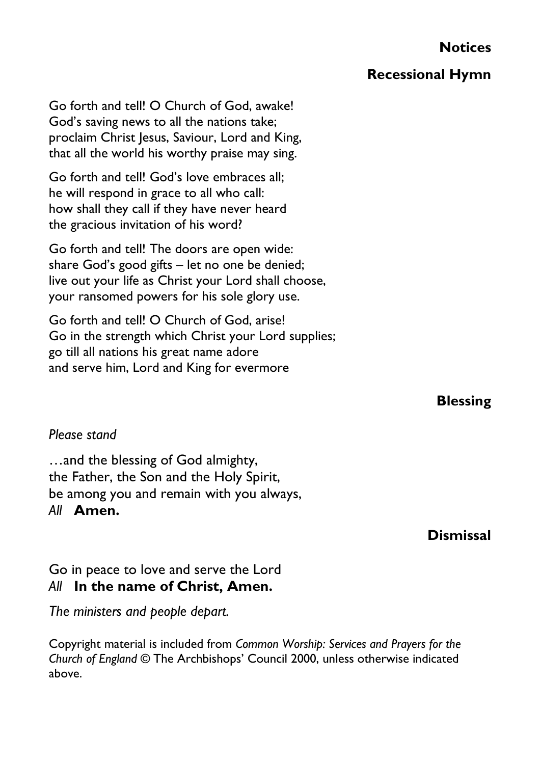## Notices

## Recessional Hymn

Go forth and tell! O Church of God, awake!
God's saving news to all the nations take;
proclaim Christ Jesus, Saviour, Lord and King,
that all the world his worthy praise may sing.

Go forth and tell! God's love embraces all;
he will respond in grace to all who call:
how shall they call if they have never heard
the gracious invitation of his word?

Go forth and tell! The doors are open wide:
share God's good gifts – let no one be denied;
live out your life as Christ your Lord shall choose,
your ransomed powers for his sole glory use.

Go forth and tell! O Church of God, arise!
Go in the strength which Christ your Lord supplies;
go till all nations his great name adore
and serve him, Lord and King for evermore

## Blessing

*Please stand*

…and the blessing of God almighty,
the Father, the Son and the Holy Spirit,
be among you and remain with you always,
*All* **Amen.**

## Dismissal

Go in peace to love and serve the Lord
*All* **In the name of Christ, Amen.**

*The ministers and people depart.*

Copyright material is included from *Common Worship: Services and Prayers for the Church of England* © The Archbishops' Council 2000, unless otherwise indicated above.